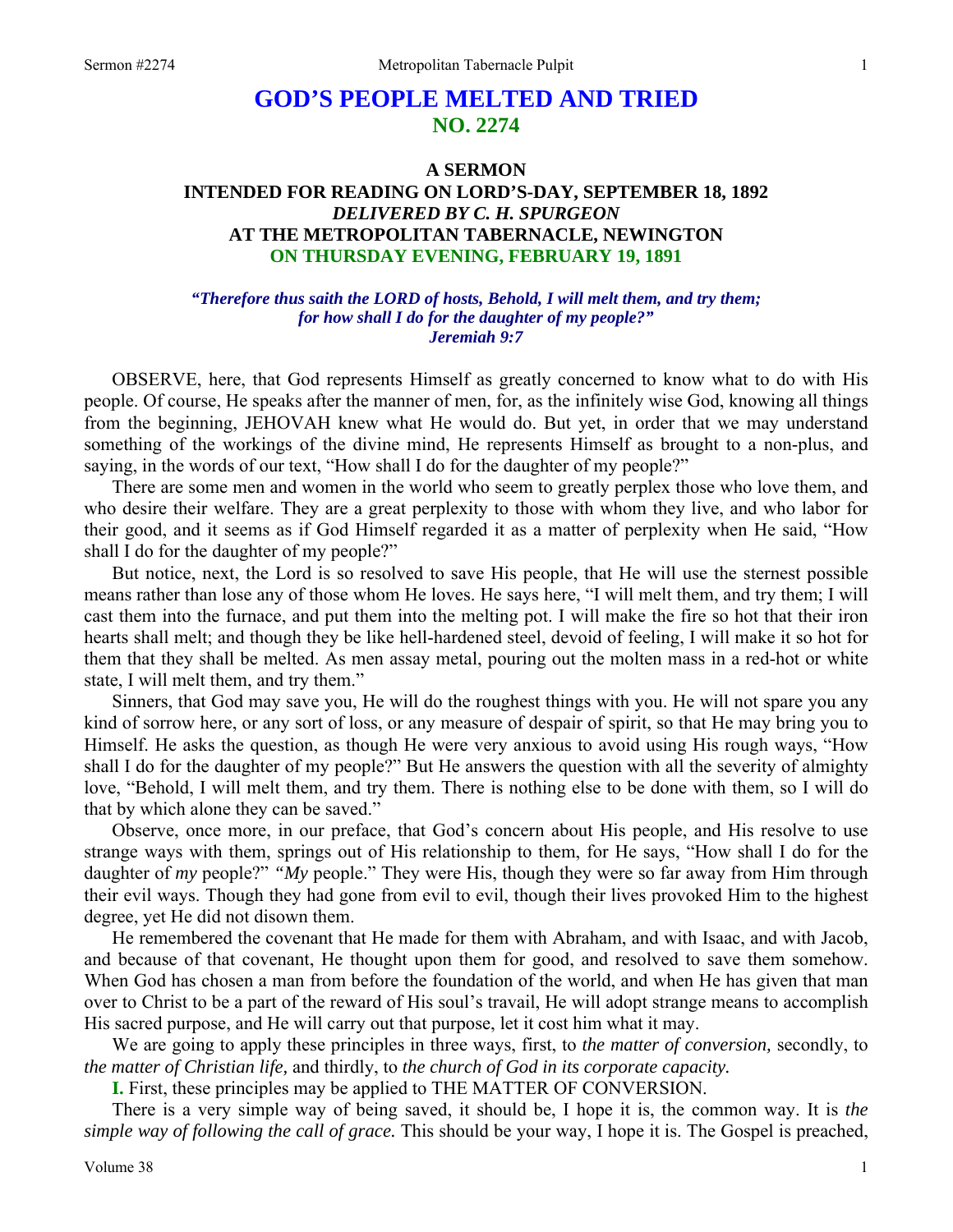# GOD'S PEOPLE MELTED AND TRIED
## NO. 2274

### A SERMON
### INTENDED FOR READING ON LORD'S-DAY, SEPTEMBER 18, 1892
### *DELIVERED BY C. H. SPURGEON*
### AT THE METROPOLITAN TABERNACLE, NEWINGTON
### ON THURSDAY EVENING, FEBRUARY 19, 1891

***"Therefore thus saith the LORD of hosts, Behold, I will melt them, and try them; for how shall I do for the daughter of my people?" Jeremiah 9:7***

OBSERVE, here, that God represents Himself as greatly concerned to know what to do with His people. Of course, He speaks after the manner of men, for, as the infinitely wise God, knowing all things from the beginning, JEHOVAH knew what He would do. But yet, in order that we may understand something of the workings of the divine mind, He represents Himself as brought to a non-plus, and saying, in the words of our text, "How shall I do for the daughter of my people?"

There are some men and women in the world who seem to greatly perplex those who love them, and who desire their welfare. They are a great perplexity to those with whom they live, and who labor for their good, and it seems as if God Himself regarded it as a matter of perplexity when He said, "How shall I do for the daughter of my people?"

But notice, next, the Lord is so resolved to save His people, that He will use the sternest possible means rather than lose any of those whom He loves. He says here, "I will melt them, and try them; I will cast them into the furnace, and put them into the melting pot. I will make the fire so hot that their iron hearts shall melt; and though they be like hell-hardened steel, devoid of feeling, I will make it so hot for them that they shall be melted. As men assay metal, pouring out the molten mass in a red-hot or white state, I will melt them, and try them."

Sinners, that God may save you, He will do the roughest things with you. He will not spare you any kind of sorrow here, or any sort of loss, or any measure of despair of spirit, so that He may bring you to Himself. He asks the question, as though He were very anxious to avoid using His rough ways, "How shall I do for the daughter of my people?" But He answers the question with all the severity of almighty love, "Behold, I will melt them, and try them. There is nothing else to be done with them, so I will do that by which alone they can be saved."

Observe, once more, in our preface, that God's concern about His people, and His resolve to use strange ways with them, springs out of His relationship to them, for He says, "How shall I do for the daughter of *my* people?" *"My* people." They were His, though they were so far away from Him through their evil ways. Though they had gone from evil to evil, though their lives provoked Him to the highest degree, yet He did not disown them.

He remembered the covenant that He made for them with Abraham, and with Isaac, and with Jacob, and because of that covenant, He thought upon them for good, and resolved to save them somehow. When God has chosen a man from before the foundation of the world, and when He has given that man over to Christ to be a part of the reward of His soul's travail, He will adopt strange means to accomplish His sacred purpose, and He will carry out that purpose, let it cost him what it may.

We are going to apply these principles in three ways, first, to *the matter of conversion,* secondly, to *the matter of Christian life,* and thirdly, to *the church of God in its corporate capacity.*

**I.** First, these principles may be applied to THE MATTER OF CONVERSION.

There is a very simple way of being saved, it should be, I hope it is, the common way. It is *the simple way of following the call of grace.* This should be your way, I hope it is. The Gospel is preached,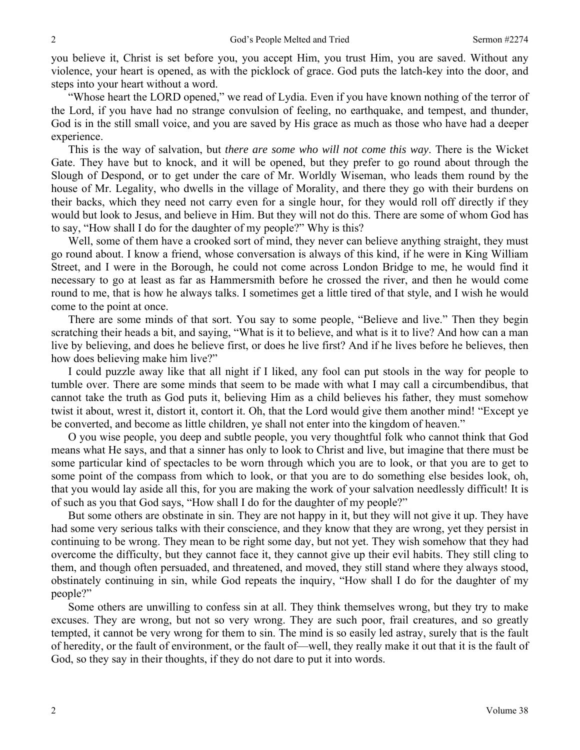you believe it, Christ is set before you, you accept Him, you trust Him, you are saved. Without any violence, your heart is opened, as with the picklock of grace. God puts the latch-key into the door, and steps into your heart without a word.

"Whose heart the LORD opened," we read of Lydia. Even if you have known nothing of the terror of the Lord, if you have had no strange convulsion of feeling, no earthquake, and tempest, and thunder, God is in the still small voice, and you are saved by His grace as much as those who have had a deeper experience.

This is the way of salvation, but *there are some who will not come this way*. There is the Wicket Gate. They have but to knock, and it will be opened, but they prefer to go round about through the Slough of Despond, or to get under the care of Mr. Worldly Wiseman, who leads them round by the house of Mr. Legality, who dwells in the village of Morality, and there they go with their burdens on their backs, which they need not carry even for a single hour, for they would roll off directly if they would but look to Jesus, and believe in Him. But they will not do this. There are some of whom God has to say, "How shall I do for the daughter of my people?" Why is this?

Well, some of them have a crooked sort of mind, they never can believe anything straight, they must go round about. I know a friend, whose conversation is always of this kind, if he were in King William Street, and I were in the Borough, he could not come across London Bridge to me, he would find it necessary to go at least as far as Hammersmith before he crossed the river, and then he would come round to me, that is how he always talks. I sometimes get a little tired of that style, and I wish he would come to the point at once.

There are some minds of that sort. You say to some people, "Believe and live." Then they begin scratching their heads a bit, and saying, "What is it to believe, and what is it to live? And how can a man live by believing, and does he believe first, or does he live first? And if he lives before he believes, then how does believing make him live?"

I could puzzle away like that all night if I liked, any fool can put stools in the way for people to tumble over. There are some minds that seem to be made with what I may call a circumbendibus, that cannot take the truth as God puts it, believing Him as a child believes his father, they must somehow twist it about, wrest it, distort it, contort it. Oh, that the Lord would give them another mind! "Except ye be converted, and become as little children, ye shall not enter into the kingdom of heaven."

O you wise people, you deep and subtle people, you very thoughtful folk who cannot think that God means what He says, and that a sinner has only to look to Christ and live, but imagine that there must be some particular kind of spectacles to be worn through which you are to look, or that you are to get to some point of the compass from which to look, or that you are to do something else besides look, oh, that you would lay aside all this, for you are making the work of your salvation needlessly difficult! It is of such as you that God says, "How shall I do for the daughter of my people?"

But some others are obstinate in sin. They are not happy in it, but they will not give it up. They have had some very serious talks with their conscience, and they know that they are wrong, yet they persist in continuing to be wrong. They mean to be right some day, but not yet. They wish somehow that they had overcome the difficulty, but they cannot face it, they cannot give up their evil habits. They still cling to them, and though often persuaded, and threatened, and moved, they still stand where they always stood, obstinately continuing in sin, while God repeats the inquiry, "How shall I do for the daughter of my people?"

Some others are unwilling to confess sin at all. They think themselves wrong, but they try to make excuses. They are wrong, but not so very wrong. They are such poor, frail creatures, and so greatly tempted, it cannot be very wrong for them to sin. The mind is so easily led astray, surely that is the fault of heredity, or the fault of environment, or the fault of—well, they really make it out that it is the fault of God, so they say in their thoughts, if they do not dare to put it into words.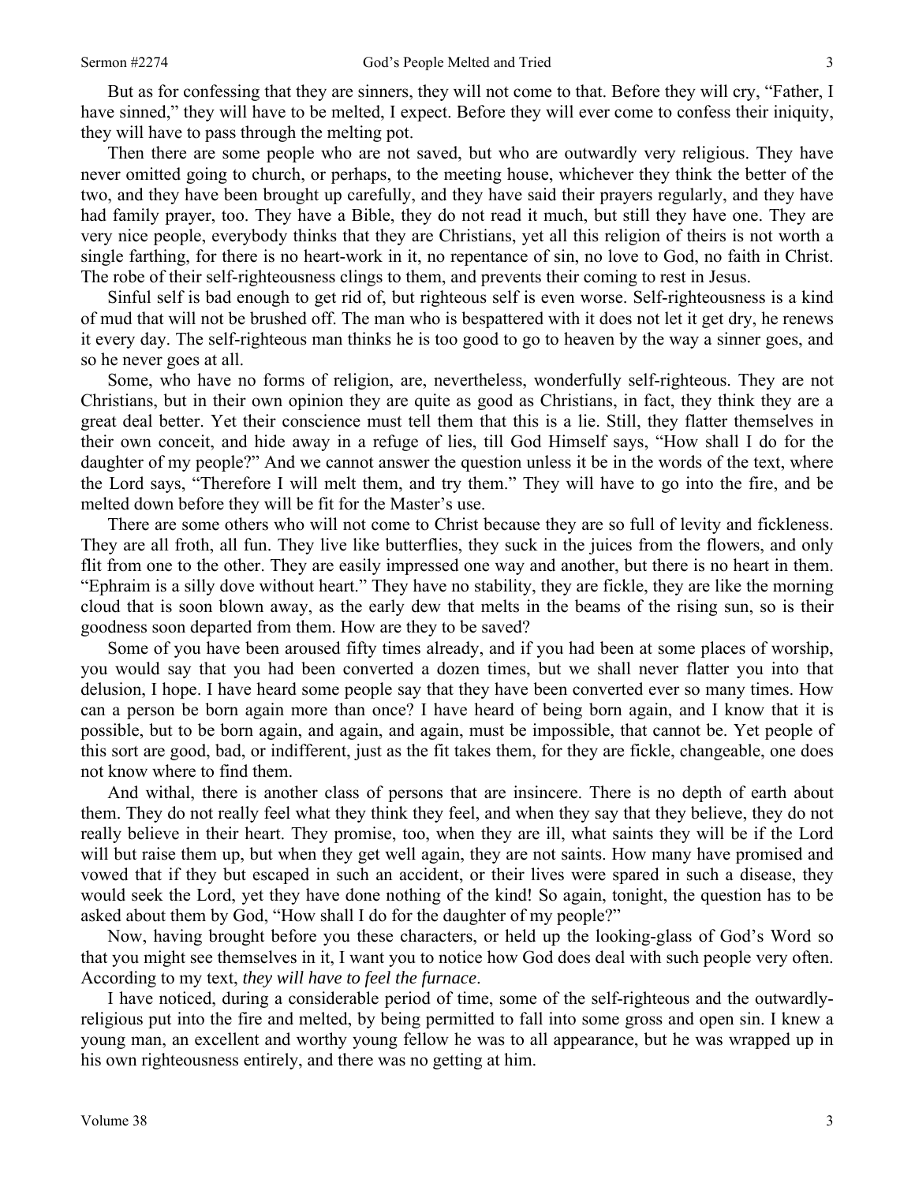But as for confessing that they are sinners, they will not come to that. Before they will cry, "Father, I have sinned," they will have to be melted, I expect. Before they will ever come to confess their iniquity, they will have to pass through the melting pot.

Then there are some people who are not saved, but who are outwardly very religious. They have never omitted going to church, or perhaps, to the meeting house, whichever they think the better of the two, and they have been brought up carefully, and they have said their prayers regularly, and they have had family prayer, too. They have a Bible, they do not read it much, but still they have one. They are very nice people, everybody thinks that they are Christians, yet all this religion of theirs is not worth a single farthing, for there is no heart-work in it, no repentance of sin, no love to God, no faith in Christ. The robe of their self-righteousness clings to them, and prevents their coming to rest in Jesus.

Sinful self is bad enough to get rid of, but righteous self is even worse. Self-righteousness is a kind of mud that will not be brushed off. The man who is bespattered with it does not let it get dry, he renews it every day. The self-righteous man thinks he is too good to go to heaven by the way a sinner goes, and so he never goes at all.

Some, who have no forms of religion, are, nevertheless, wonderfully self-righteous. They are not Christians, but in their own opinion they are quite as good as Christians, in fact, they think they are a great deal better. Yet their conscience must tell them that this is a lie. Still, they flatter themselves in their own conceit, and hide away in a refuge of lies, till God Himself says, "How shall I do for the daughter of my people?" And we cannot answer the question unless it be in the words of the text, where the Lord says, "Therefore I will melt them, and try them." They will have to go into the fire, and be melted down before they will be fit for the Master's use.

There are some others who will not come to Christ because they are so full of levity and fickleness. They are all froth, all fun. They live like butterflies, they suck in the juices from the flowers, and only flit from one to the other. They are easily impressed one way and another, but there is no heart in them. "Ephraim is a silly dove without heart." They have no stability, they are fickle, they are like the morning cloud that is soon blown away, as the early dew that melts in the beams of the rising sun, so is their goodness soon departed from them. How are they to be saved?

Some of you have been aroused fifty times already, and if you had been at some places of worship, you would say that you had been converted a dozen times, but we shall never flatter you into that delusion, I hope. I have heard some people say that they have been converted ever so many times. How can a person be born again more than once? I have heard of being born again, and I know that it is possible, but to be born again, and again, and again, must be impossible, that cannot be. Yet people of this sort are good, bad, or indifferent, just as the fit takes them, for they are fickle, changeable, one does not know where to find them.

And withal, there is another class of persons that are insincere. There is no depth of earth about them. They do not really feel what they think they feel, and when they say that they believe, they do not really believe in their heart. They promise, too, when they are ill, what saints they will be if the Lord will but raise them up, but when they get well again, they are not saints. How many have promised and vowed that if they but escaped in such an accident, or their lives were spared in such a disease, they would seek the Lord, yet they have done nothing of the kind! So again, tonight, the question has to be asked about them by God, "How shall I do for the daughter of my people?"

Now, having brought before you these characters, or held up the looking-glass of God's Word so that you might see themselves in it, I want you to notice how God does deal with such people very often. According to my text, *they will have to feel the furnace*.

I have noticed, during a considerable period of time, some of the self-righteous and the outwardly-religious put into the fire and melted, by being permitted to fall into some gross and open sin. I knew a young man, an excellent and worthy young fellow he was to all appearance, but he was wrapped up in his own righteousness entirely, and there was no getting at him.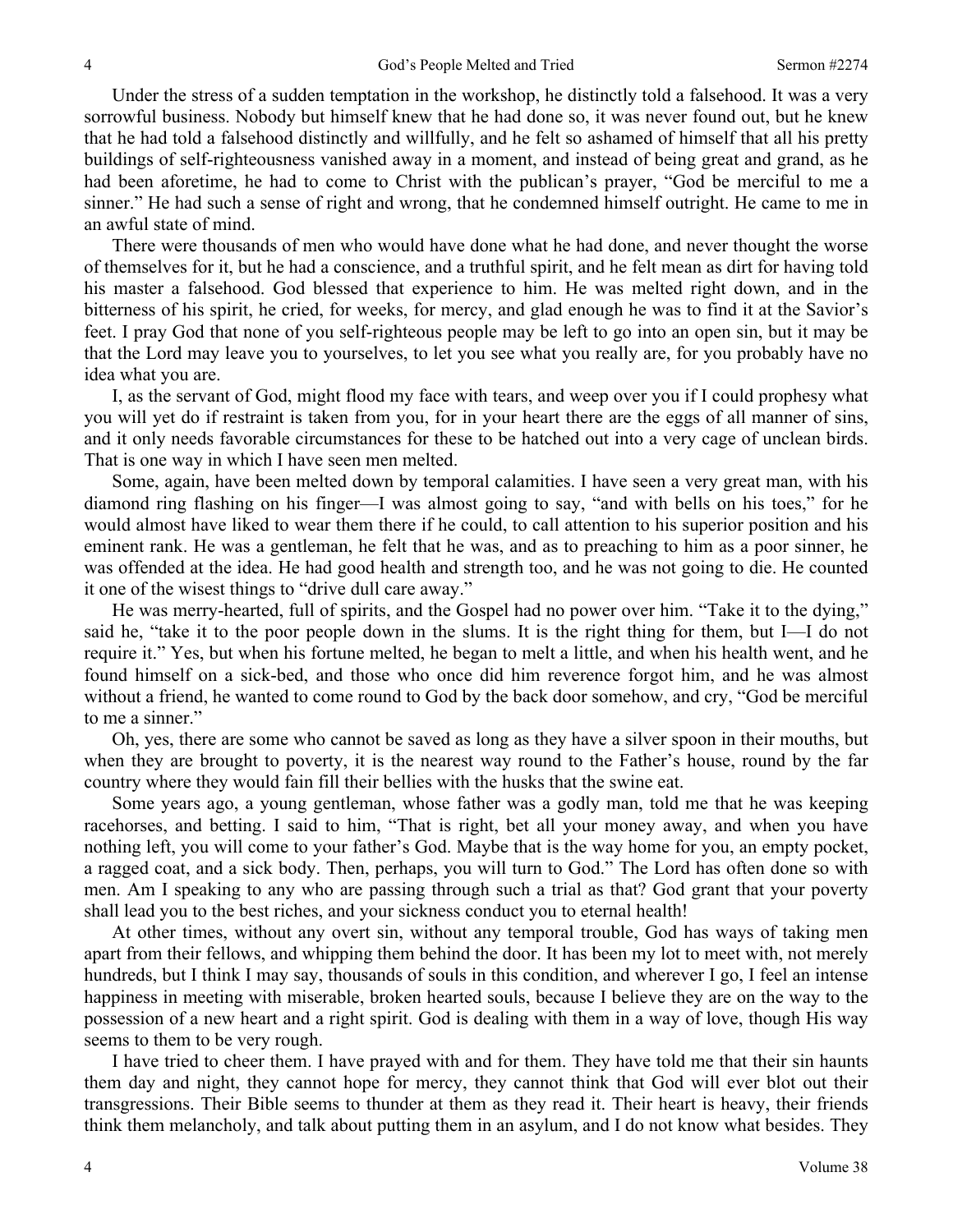Under the stress of a sudden temptation in the workshop, he distinctly told a falsehood. It was a very sorrowful business. Nobody but himself knew that he had done so, it was never found out, but he knew that he had told a falsehood distinctly and willfully, and he felt so ashamed of himself that all his pretty buildings of self-righteousness vanished away in a moment, and instead of being great and grand, as he had been aforetime, he had to come to Christ with the publican's prayer, "God be merciful to me a sinner." He had such a sense of right and wrong, that he condemned himself outright. He came to me in an awful state of mind.

There were thousands of men who would have done what he had done, and never thought the worse of themselves for it, but he had a conscience, and a truthful spirit, and he felt mean as dirt for having told his master a falsehood. God blessed that experience to him. He was melted right down, and in the bitterness of his spirit, he cried, for weeks, for mercy, and glad enough he was to find it at the Savior's feet. I pray God that none of you self-righteous people may be left to go into an open sin, but it may be that the Lord may leave you to yourselves, to let you see what you really are, for you probably have no idea what you are.

I, as the servant of God, might flood my face with tears, and weep over you if I could prophesy what you will yet do if restraint is taken from you, for in your heart there are the eggs of all manner of sins, and it only needs favorable circumstances for these to be hatched out into a very cage of unclean birds. That is one way in which I have seen men melted.

Some, again, have been melted down by temporal calamities. I have seen a very great man, with his diamond ring flashing on his finger—I was almost going to say, "and with bells on his toes," for he would almost have liked to wear them there if he could, to call attention to his superior position and his eminent rank. He was a gentleman, he felt that he was, and as to preaching to him as a poor sinner, he was offended at the idea. He had good health and strength too, and he was not going to die. He counted it one of the wisest things to "drive dull care away."

He was merry-hearted, full of spirits, and the Gospel had no power over him. "Take it to the dying," said he, "take it to the poor people down in the slums. It is the right thing for them, but I—I do not require it." Yes, but when his fortune melted, he began to melt a little, and when his health went, and he found himself on a sick-bed, and those who once did him reverence forgot him, and he was almost without a friend, he wanted to come round to God by the back door somehow, and cry, "God be merciful to me a sinner."

Oh, yes, there are some who cannot be saved as long as they have a silver spoon in their mouths, but when they are brought to poverty, it is the nearest way round to the Father's house, round by the far country where they would fain fill their bellies with the husks that the swine eat.

Some years ago, a young gentleman, whose father was a godly man, told me that he was keeping racehorses, and betting. I said to him, "That is right, bet all your money away, and when you have nothing left, you will come to your father's God. Maybe that is the way home for you, an empty pocket, a ragged coat, and a sick body. Then, perhaps, you will turn to God." The Lord has often done so with men. Am I speaking to any who are passing through such a trial as that? God grant that your poverty shall lead you to the best riches, and your sickness conduct you to eternal health!

At other times, without any overt sin, without any temporal trouble, God has ways of taking men apart from their fellows, and whipping them behind the door. It has been my lot to meet with, not merely hundreds, but I think I may say, thousands of souls in this condition, and wherever I go, I feel an intense happiness in meeting with miserable, broken hearted souls, because I believe they are on the way to the possession of a new heart and a right spirit. God is dealing with them in a way of love, though His way seems to them to be very rough.

I have tried to cheer them. I have prayed with and for them. They have told me that their sin haunts them day and night, they cannot hope for mercy, they cannot think that God will ever blot out their transgressions. Their Bible seems to thunder at them as they read it. Their heart is heavy, their friends think them melancholy, and talk about putting them in an asylum, and I do not know what besides. They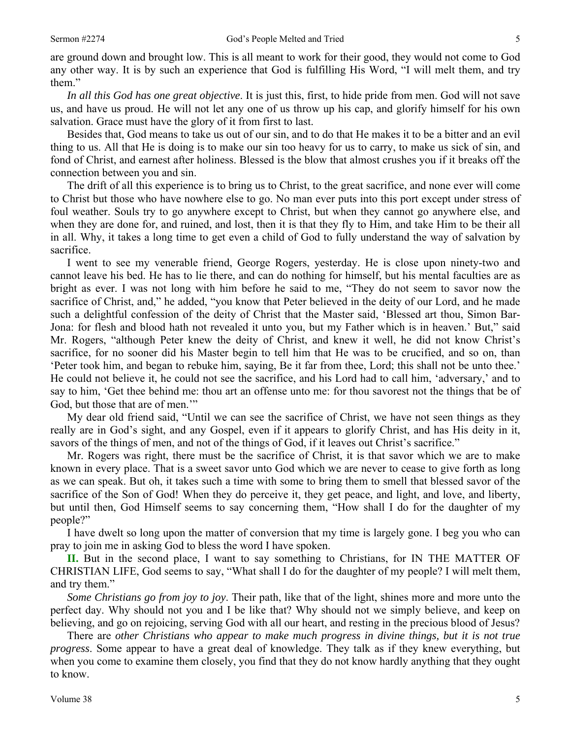are ground down and brought low. This is all meant to work for their good, they would not come to God any other way. It is by such an experience that God is fulfilling His Word, "I will melt them, and try them."

*In all this God has one great objective*. It is just this, first, to hide pride from men. God will not save us, and have us proud. He will not let any one of us throw up his cap, and glorify himself for his own salvation. Grace must have the glory of it from first to last.

Besides that, God means to take us out of our sin, and to do that He makes it to be a bitter and an evil thing to us. All that He is doing is to make our sin too heavy for us to carry, to make us sick of sin, and fond of Christ, and earnest after holiness. Blessed is the blow that almost crushes you if it breaks off the connection between you and sin.

The drift of all this experience is to bring us to Christ, to the great sacrifice, and none ever will come to Christ but those who have nowhere else to go. No man ever puts into this port except under stress of foul weather. Souls try to go anywhere except to Christ, but when they cannot go anywhere else, and when they are done for, and ruined, and lost, then it is that they fly to Him, and take Him to be their all in all. Why, it takes a long time to get even a child of God to fully understand the way of salvation by sacrifice.

I went to see my venerable friend, George Rogers, yesterday. He is close upon ninety-two and cannot leave his bed. He has to lie there, and can do nothing for himself, but his mental faculties are as bright as ever. I was not long with him before he said to me, "They do not seem to savor now the sacrifice of Christ, and," he added, "you know that Peter believed in the deity of our Lord, and he made such a delightful confession of the deity of Christ that the Master said, 'Blessed art thou, Simon Bar-Jona: for flesh and blood hath not revealed it unto you, but my Father which is in heaven.' But," said Mr. Rogers, "although Peter knew the deity of Christ, and knew it well, he did not know Christ's sacrifice, for no sooner did his Master begin to tell him that He was to be crucified, and so on, than 'Peter took him, and began to rebuke him, saying, Be it far from thee, Lord; this shall not be unto thee.' He could not believe it, he could not see the sacrifice, and his Lord had to call him, 'adversary,' and to say to him, 'Get thee behind me: thou art an offense unto me: for thou savorest not the things that be of God, but those that are of men.'"

My dear old friend said, "Until we can see the sacrifice of Christ, we have not seen things as they really are in God's sight, and any Gospel, even if it appears to glorify Christ, and has His deity in it, savors of the things of men, and not of the things of God, if it leaves out Christ's sacrifice."

Mr. Rogers was right, there must be the sacrifice of Christ, it is that savor which we are to make known in every place. That is a sweet savor unto God which we are never to cease to give forth as long as we can speak. But oh, it takes such a time with some to bring them to smell that blessed savor of the sacrifice of the Son of God! When they do perceive it, they get peace, and light, and love, and liberty, but until then, God Himself seems to say concerning them, "How shall I do for the daughter of my people?"

I have dwelt so long upon the matter of conversion that my time is largely gone. I beg you who can pray to join me in asking God to bless the word I have spoken.

**II.** But in the second place, I want to say something to Christians, for IN THE MATTER OF CHRISTIAN LIFE, God seems to say, "What shall I do for the daughter of my people? I will melt them, and try them."

*Some Christians go from joy to joy*. Their path, like that of the light, shines more and more unto the perfect day. Why should not you and I be like that? Why should not we simply believe, and keep on believing, and go on rejoicing, serving God with all our heart, and resting in the precious blood of Jesus?

There are *other Christians who appear to make much progress in divine things, but it is not true progress*. Some appear to have a great deal of knowledge. They talk as if they knew everything, but when you come to examine them closely, you find that they do not know hardly anything that they ought to know.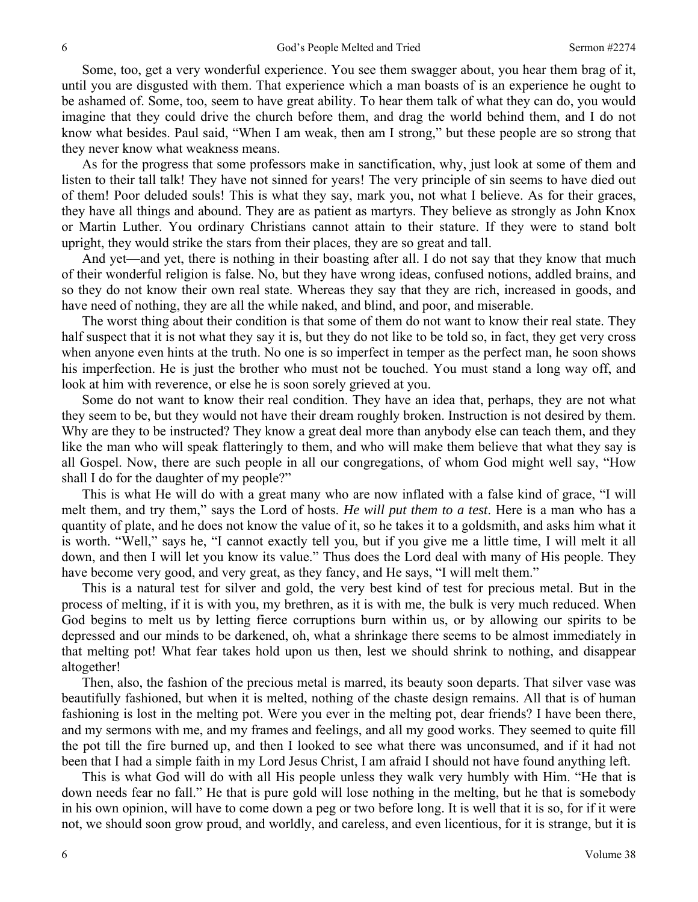Some, too, get a very wonderful experience. You see them swagger about, you hear them brag of it, until you are disgusted with them. That experience which a man boasts of is an experience he ought to be ashamed of. Some, too, seem to have great ability. To hear them talk of what they can do, you would imagine that they could drive the church before them, and drag the world behind them, and I do not know what besides. Paul said, "When I am weak, then am I strong," but these people are so strong that they never know what weakness means.

As for the progress that some professors make in sanctification, why, just look at some of them and listen to their tall talk! They have not sinned for years! The very principle of sin seems to have died out of them! Poor deluded souls! This is what they say, mark you, not what I believe. As for their graces, they have all things and abound. They are as patient as martyrs. They believe as strongly as John Knox or Martin Luther. You ordinary Christians cannot attain to their stature. If they were to stand bolt upright, they would strike the stars from their places, they are so great and tall.

And yet—and yet, there is nothing in their boasting after all. I do not say that they know that much of their wonderful religion is false. No, but they have wrong ideas, confused notions, addled brains, and so they do not know their own real state. Whereas they say that they are rich, increased in goods, and have need of nothing, they are all the while naked, and blind, and poor, and miserable.

The worst thing about their condition is that some of them do not want to know their real state. They half suspect that it is not what they say it is, but they do not like to be told so, in fact, they get very cross when anyone even hints at the truth. No one is so imperfect in temper as the perfect man, he soon shows his imperfection. He is just the brother who must not be touched. You must stand a long way off, and look at him with reverence, or else he is soon sorely grieved at you.

Some do not want to know their real condition. They have an idea that, perhaps, they are not what they seem to be, but they would not have their dream roughly broken. Instruction is not desired by them. Why are they to be instructed? They know a great deal more than anybody else can teach them, and they like the man who will speak flatteringly to them, and who will make them believe that what they say is all Gospel. Now, there are such people in all our congregations, of whom God might well say, "How shall I do for the daughter of my people?"

This is what He will do with a great many who are now inflated with a false kind of grace, "I will melt them, and try them," says the Lord of hosts. *He will put them to a test*. Here is a man who has a quantity of plate, and he does not know the value of it, so he takes it to a goldsmith, and asks him what it is worth. "Well," says he, "I cannot exactly tell you, but if you give me a little time, I will melt it all down, and then I will let you know its value." Thus does the Lord deal with many of His people. They have become very good, and very great, as they fancy, and He says, "I will melt them."

This is a natural test for silver and gold, the very best kind of test for precious metal. But in the process of melting, if it is with you, my brethren, as it is with me, the bulk is very much reduced. When God begins to melt us by letting fierce corruptions burn within us, or by allowing our spirits to be depressed and our minds to be darkened, oh, what a shrinkage there seems to be almost immediately in that melting pot! What fear takes hold upon us then, lest we should shrink to nothing, and disappear altogether!

Then, also, the fashion of the precious metal is marred, its beauty soon departs. That silver vase was beautifully fashioned, but when it is melted, nothing of the chaste design remains. All that is of human fashioning is lost in the melting pot. Were you ever in the melting pot, dear friends? I have been there, and my sermons with me, and my frames and feelings, and all my good works. They seemed to quite fill the pot till the fire burned up, and then I looked to see what there was unconsumed, and if it had not been that I had a simple faith in my Lord Jesus Christ, I am afraid I should not have found anything left.

This is what God will do with all His people unless they walk very humbly with Him. "He that is down needs fear no fall." He that is pure gold will lose nothing in the melting, but he that is somebody in his own opinion, will have to come down a peg or two before long. It is well that it is so, for if it were not, we should soon grow proud, and worldly, and careless, and even licentious, for it is strange, but it is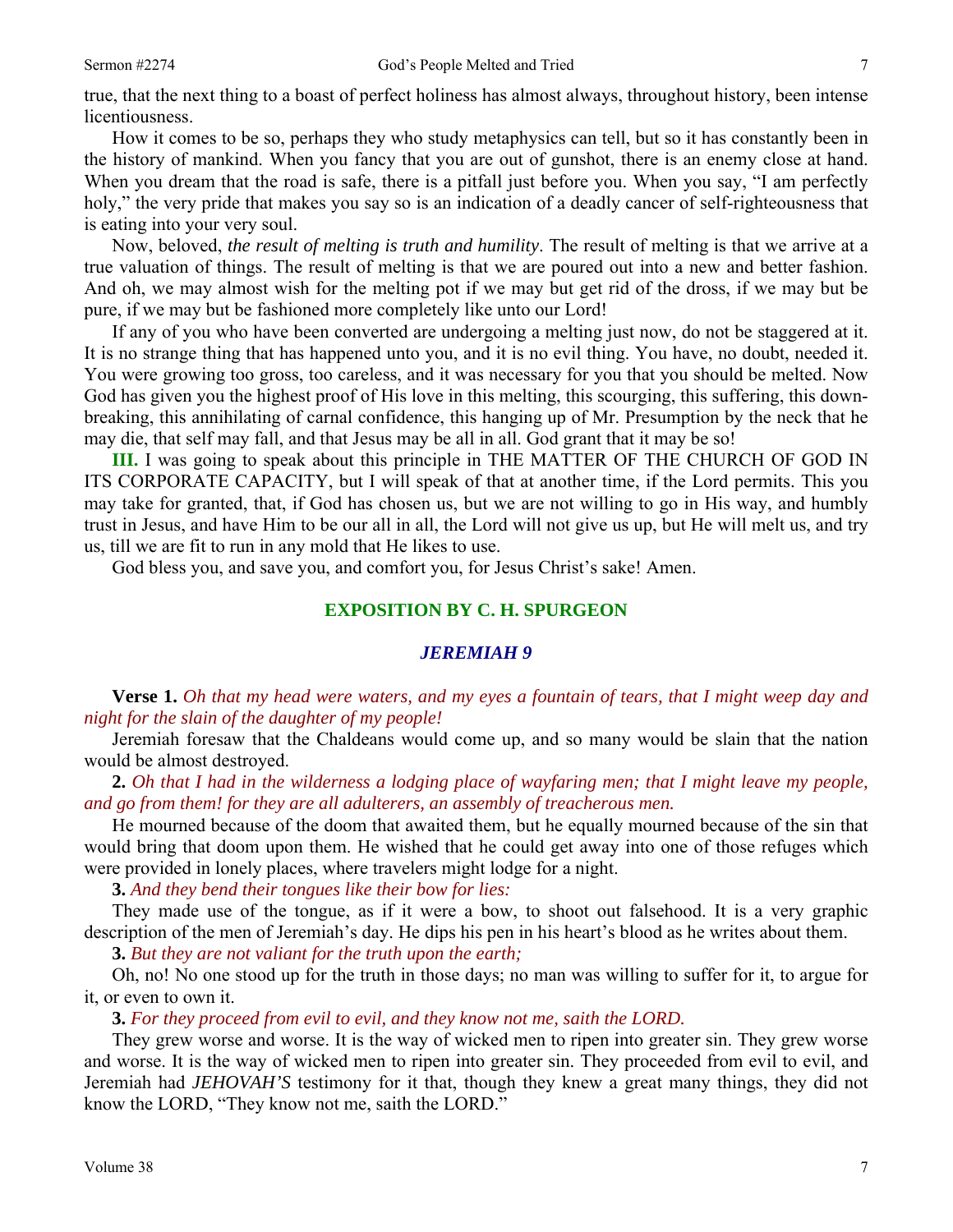true, that the next thing to a boast of perfect holiness has almost always, throughout history, been intense licentiousness.

How it comes to be so, perhaps they who study metaphysics can tell, but so it has constantly been in the history of mankind. When you fancy that you are out of gunshot, there is an enemy close at hand. When you dream that the road is safe, there is a pitfall just before you. When you say, "I am perfectly holy," the very pride that makes you say so is an indication of a deadly cancer of self-righteousness that is eating into your very soul.

Now, beloved, *the result of melting is truth and humility*. The result of melting is that we arrive at a true valuation of things. The result of melting is that we are poured out into a new and better fashion. And oh, we may almost wish for the melting pot if we may but get rid of the dross, if we may but be pure, if we may but be fashioned more completely like unto our Lord!

If any of you who have been converted are undergoing a melting just now, do not be staggered at it. It is no strange thing that has happened unto you, and it is no evil thing. You have, no doubt, needed it. You were growing too gross, too careless, and it was necessary for you that you should be melted. Now God has given you the highest proof of His love in this melting, this scourging, this suffering, this down-breaking, this annihilating of carnal confidence, this hanging up of Mr. Presumption by the neck that he may die, that self may fall, and that Jesus may be all in all. God grant that it may be so!

**III.** I was going to speak about this principle in THE MATTER OF THE CHURCH OF GOD IN ITS CORPORATE CAPACITY, but I will speak of that at another time, if the Lord permits. This you may take for granted, that, if God has chosen us, but we are not willing to go in His way, and humbly trust in Jesus, and have Him to be our all in all, the Lord will not give us up, but He will melt us, and try us, till we are fit to run in any mold that He likes to use.

God bless you, and save you, and comfort you, for Jesus Christ's sake! Amen.

## EXPOSITION BY C. H. SPURGEON

### *JEREMIAH 9*

**Verse 1.** *Oh that my head were waters, and my eyes a fountain of tears, that I might weep day and night for the slain of the daughter of my people!*

Jeremiah foresaw that the Chaldeans would come up, and so many would be slain that the nation would be almost destroyed.

**2.** *Oh that I had in the wilderness a lodging place of wayfaring men; that I might leave my people, and go from them! for they are all adulterers, an assembly of treacherous men.*

He mourned because of the doom that awaited them, but he equally mourned because of the sin that would bring that doom upon them. He wished that he could get away into one of those refuges which were provided in lonely places, where travelers might lodge for a night.

**3.** *And they bend their tongues like their bow for lies:*

They made use of the tongue, as if it were a bow, to shoot out falsehood. It is a very graphic description of the men of Jeremiah's day. He dips his pen in his heart's blood as he writes about them.

**3.** *But they are not valiant for the truth upon the earth;*

Oh, no! No one stood up for the truth in those days; no man was willing to suffer for it, to argue for it, or even to own it.

**3.** *For they proceed from evil to evil, and they know not me, saith the LORD.*

They grew worse and worse. It is the way of wicked men to ripen into greater sin. They grew worse and worse. It is the way of wicked men to ripen into greater sin. They proceeded from evil to evil, and Jeremiah had *JEHOVAH'S* testimony for it that, though they knew a great many things, they did not know the LORD, "They know not me, saith the LORD."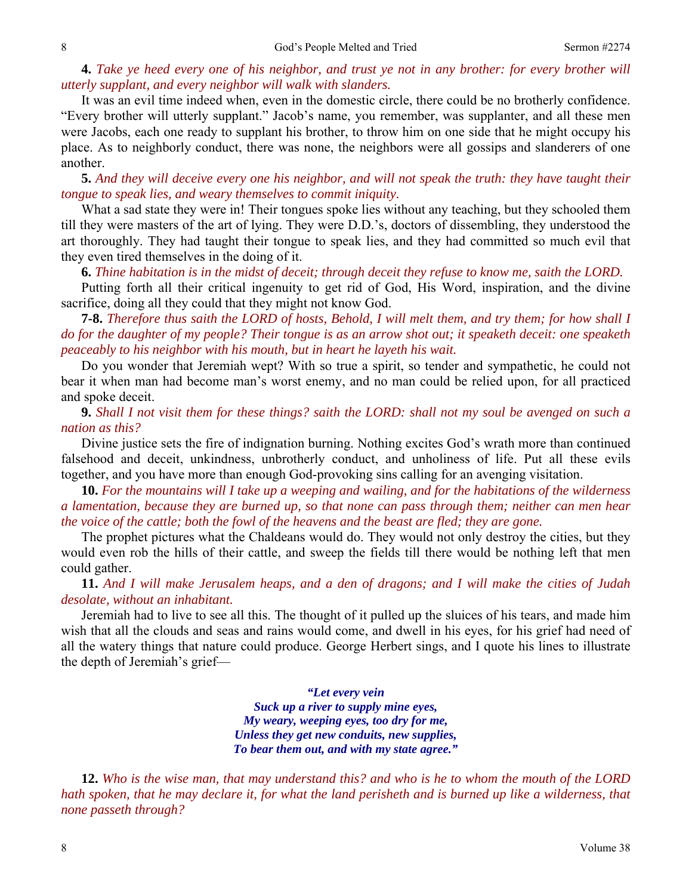**4.** *Take ye heed every one of his neighbor, and trust ye not in any brother: for every brother will utterly supplant, and every neighbor will walk with slanders.*

It was an evil time indeed when, even in the domestic circle, there could be no brotherly confidence. "Every brother will utterly supplant." Jacob's name, you remember, was supplanter, and all these men were Jacobs, each one ready to supplant his brother, to throw him on one side that he might occupy his place. As to neighborly conduct, there was none, the neighbors were all gossips and slanderers of one another.

**5.** *And they will deceive every one his neighbor, and will not speak the truth: they have taught their tongue to speak lies, and weary themselves to commit iniquity.*

What a sad state they were in! Their tongues spoke lies without any teaching, but they schooled them till they were masters of the art of lying. They were D.D.'s, doctors of dissembling, they understood the art thoroughly. They had taught their tongue to speak lies, and they had committed so much evil that they even tired themselves in the doing of it.

**6.** *Thine habitation is in the midst of deceit; through deceit they refuse to know me, saith the LORD.*

Putting forth all their critical ingenuity to get rid of God, His Word, inspiration, and the divine sacrifice, doing all they could that they might not know God.

**7-8.** *Therefore thus saith the LORD of hosts, Behold, I will melt them, and try them; for how shall I do for the daughter of my people? Their tongue is as an arrow shot out; it speaketh deceit: one speaketh peaceably to his neighbor with his mouth, but in heart he layeth his wait.*

Do you wonder that Jeremiah wept? With so true a spirit, so tender and sympathetic, he could not bear it when man had become man's worst enemy, and no man could be relied upon, for all practiced and spoke deceit.

**9.** *Shall I not visit them for these things? saith the LORD: shall not my soul be avenged on such a nation as this?*

Divine justice sets the fire of indignation burning. Nothing excites God's wrath more than continued falsehood and deceit, unkindness, unbrotherly conduct, and unholiness of life. Put all these evils together, and you have more than enough God-provoking sins calling for an avenging visitation.

**10.** *For the mountains will I take up a weeping and wailing, and for the habitations of the wilderness a lamentation, because they are burned up, so that none can pass through them; neither can men hear the voice of the cattle; both the fowl of the heavens and the beast are fled; they are gone.*

The prophet pictures what the Chaldeans would do. They would not only destroy the cities, but they would even rob the hills of their cattle, and sweep the fields till there would be nothing left that men could gather.

**11.** *And I will make Jerusalem heaps, and a den of dragons; and I will make the cities of Judah desolate, without an inhabitant.*

Jeremiah had to live to see all this. The thought of it pulled up the sluices of his tears, and made him wish that all the clouds and seas and rains would come, and dwell in his eyes, for his grief had need of all the watery things that nature could produce. George Herbert sings, and I quote his lines to illustrate the depth of Jeremiah's grief—

> ***"Let every vein***
> ***Suck up a river to supply mine eyes,***
> ***My weary, weeping eyes, too dry for me,***
> ***Unless they get new conduits, new supplies,***
> ***To bear them out, and with my state agree."***

**12.** *Who is the wise man, that may understand this? and who is he to whom the mouth of the LORD hath spoken, that he may declare it, for what the land perisheth and is burned up like a wilderness, that none passeth through?*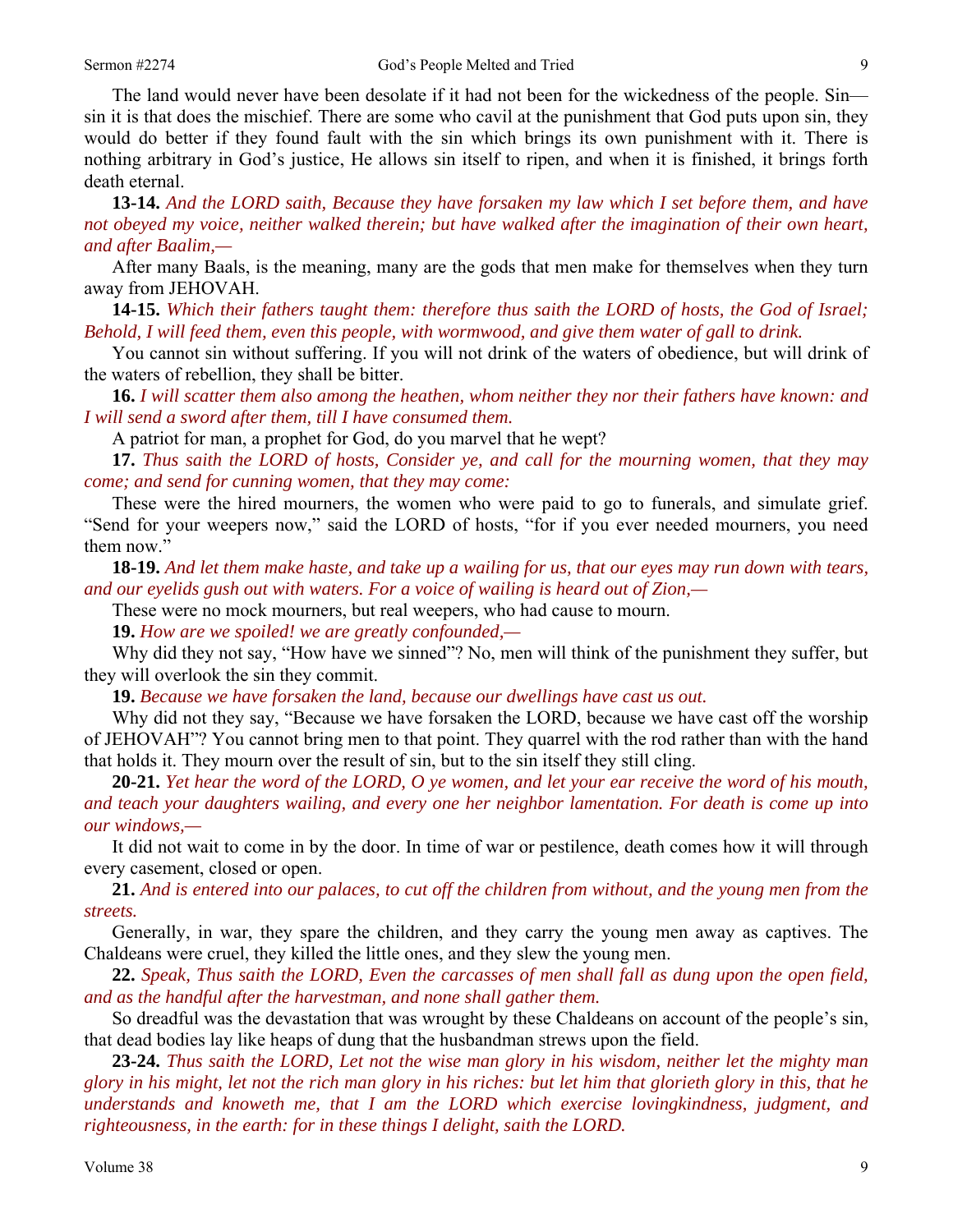The land would never have been desolate if it had not been for the wickedness of the people. Sin—sin it is that does the mischief. There are some who cavil at the punishment that God puts upon sin, they would do better if they found fault with the sin which brings its own punishment with it. There is nothing arbitrary in God's justice, He allows sin itself to ripen, and when it is finished, it brings forth death eternal.

**13-14.** *And the LORD saith, Because they have forsaken my law which I set before them, and have not obeyed my voice, neither walked therein; but have walked after the imagination of their own heart, and after Baalim,—*

After many Baals, is the meaning, many are the gods that men make for themselves when they turn away from JEHOVAH.

**14-15.** *Which their fathers taught them: therefore thus saith the LORD of hosts, the God of Israel; Behold, I will feed them, even this people, with wormwood, and give them water of gall to drink.*

You cannot sin without suffering. If you will not drink of the waters of obedience, but will drink of the waters of rebellion, they shall be bitter.

**16.** *I will scatter them also among the heathen, whom neither they nor their fathers have known: and I will send a sword after them, till I have consumed them.*

A patriot for man, a prophet for God, do you marvel that he wept?

**17.** *Thus saith the LORD of hosts, Consider ye, and call for the mourning women, that they may come; and send for cunning women, that they may come:*

These were the hired mourners, the women who were paid to go to funerals, and simulate grief. "Send for your weepers now," said the LORD of hosts, "for if you ever needed mourners, you need them now."

**18-19.** *And let them make haste, and take up a wailing for us, that our eyes may run down with tears, and our eyelids gush out with waters. For a voice of wailing is heard out of Zion,—*

These were no mock mourners, but real weepers, who had cause to mourn.

**19.** *How are we spoiled! we are greatly confounded,—*

Why did they not say, "How have we sinned"? No, men will think of the punishment they suffer, but they will overlook the sin they commit.

**19.** *Because we have forsaken the land, because our dwellings have cast us out.*

Why did not they say, "Because we have forsaken the LORD, because we have cast off the worship of JEHOVAH"? You cannot bring men to that point. They quarrel with the rod rather than with the hand that holds it. They mourn over the result of sin, but to the sin itself they still cling.

**20-21.** *Yet hear the word of the LORD, O ye women, and let your ear receive the word of his mouth, and teach your daughters wailing, and every one her neighbor lamentation. For death is come up into our windows,—*

It did not wait to come in by the door. In time of war or pestilence, death comes how it will through every casement, closed or open.

**21.** *And is entered into our palaces, to cut off the children from without, and the young men from the streets.*

Generally, in war, they spare the children, and they carry the young men away as captives. The Chaldeans were cruel, they killed the little ones, and they slew the young men.

**22.** *Speak, Thus saith the LORD, Even the carcasses of men shall fall as dung upon the open field, and as the handful after the harvestman, and none shall gather them.*

So dreadful was the devastation that was wrought by these Chaldeans on account of the people's sin, that dead bodies lay like heaps of dung that the husbandman strews upon the field.

**23-24.** *Thus saith the LORD, Let not the wise man glory in his wisdom, neither let the mighty man glory in his might, let not the rich man glory in his riches: but let him that glorieth glory in this, that he understands and knoweth me, that I am the LORD which exercise lovingkindness, judgment, and righteousness, in the earth: for in these things I delight, saith the LORD.*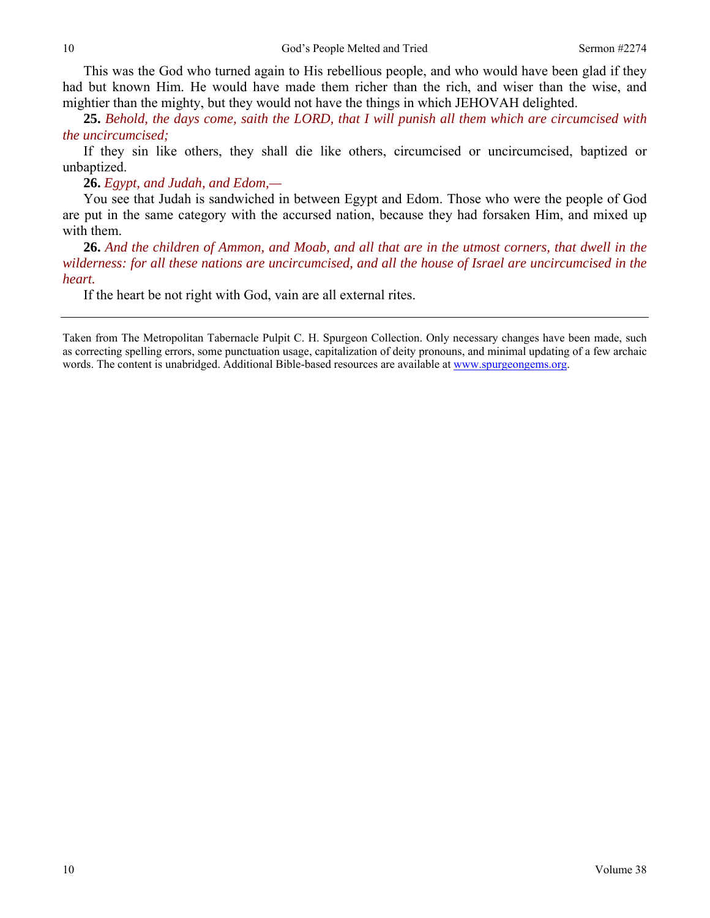This was the God who turned again to His rebellious people, and who would have been glad if they had but known Him. He would have made them richer than the rich, and wiser than the wise, and mightier than the mighty, but they would not have the things in which JEHOVAH delighted.

**25.** *Behold, the days come, saith the LORD, that I will punish all them which are circumcised with the uncircumcised;*

If they sin like others, they shall die like others, circumcised or uncircumcised, baptized or unbaptized.

**26.** *Egypt, and Judah, and Edom,—*

You see that Judah is sandwiched in between Egypt and Edom. Those who were the people of God are put in the same category with the accursed nation, because they had forsaken Him, and mixed up with them.

**26.** *And the children of Ammon, and Moab, and all that are in the utmost corners, that dwell in the wilderness: for all these nations are uncircumcised, and all the house of Israel are uncircumcised in the heart.*

If the heart be not right with God, vain are all external rites.

---

Taken from The Metropolitan Tabernacle Pulpit C. H. Spurgeon Collection. Only necessary changes have been made, such as correcting spelling errors, some punctuation usage, capitalization of deity pronouns, and minimal updating of a few archaic words. The content is unabridged. Additional Bible-based resources are available at www.spurgeongems.org.